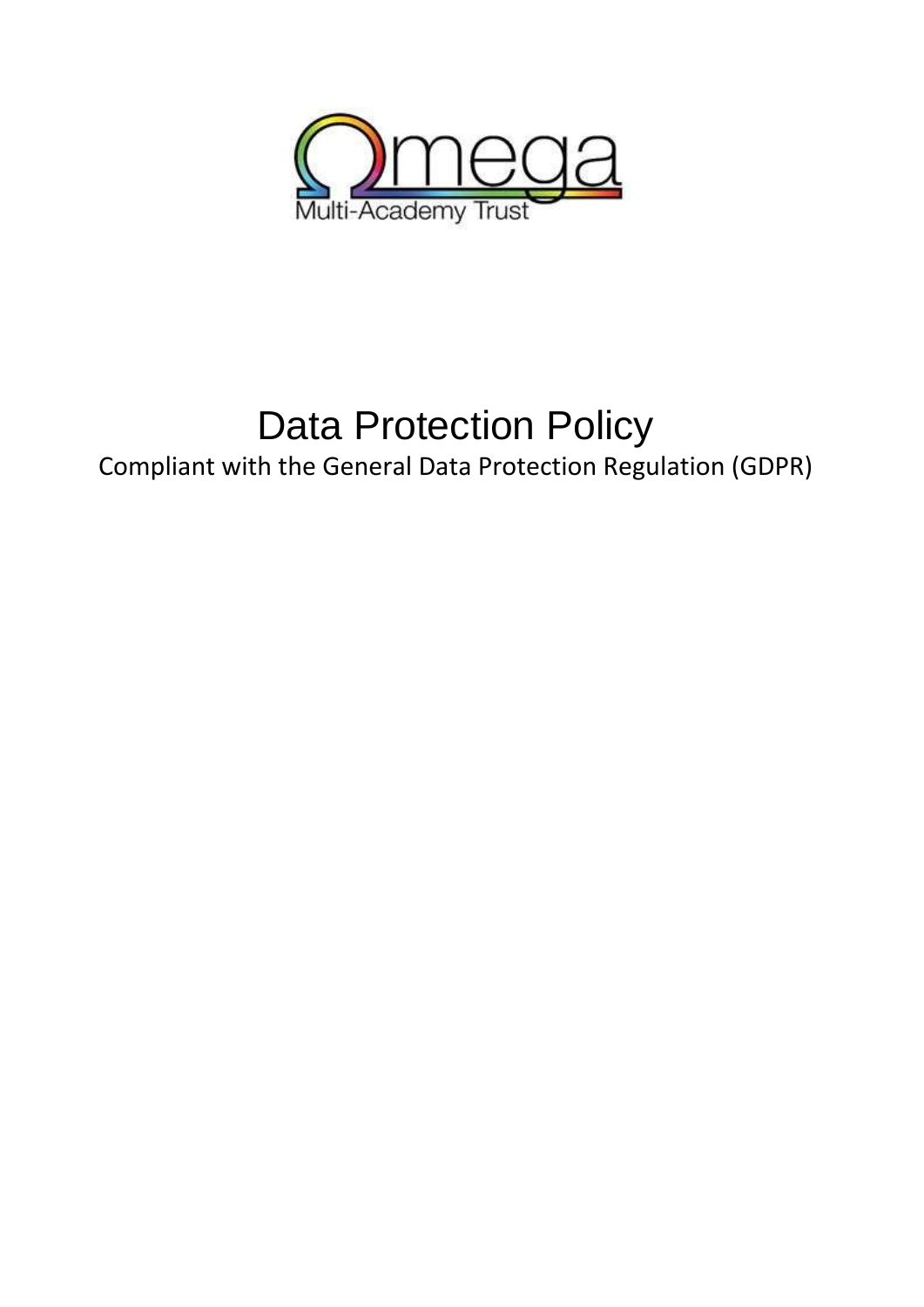Omega Multi-Academy Trust

# Data Protection Policy

Compliant with the General Data Protection Regulation (GDPR)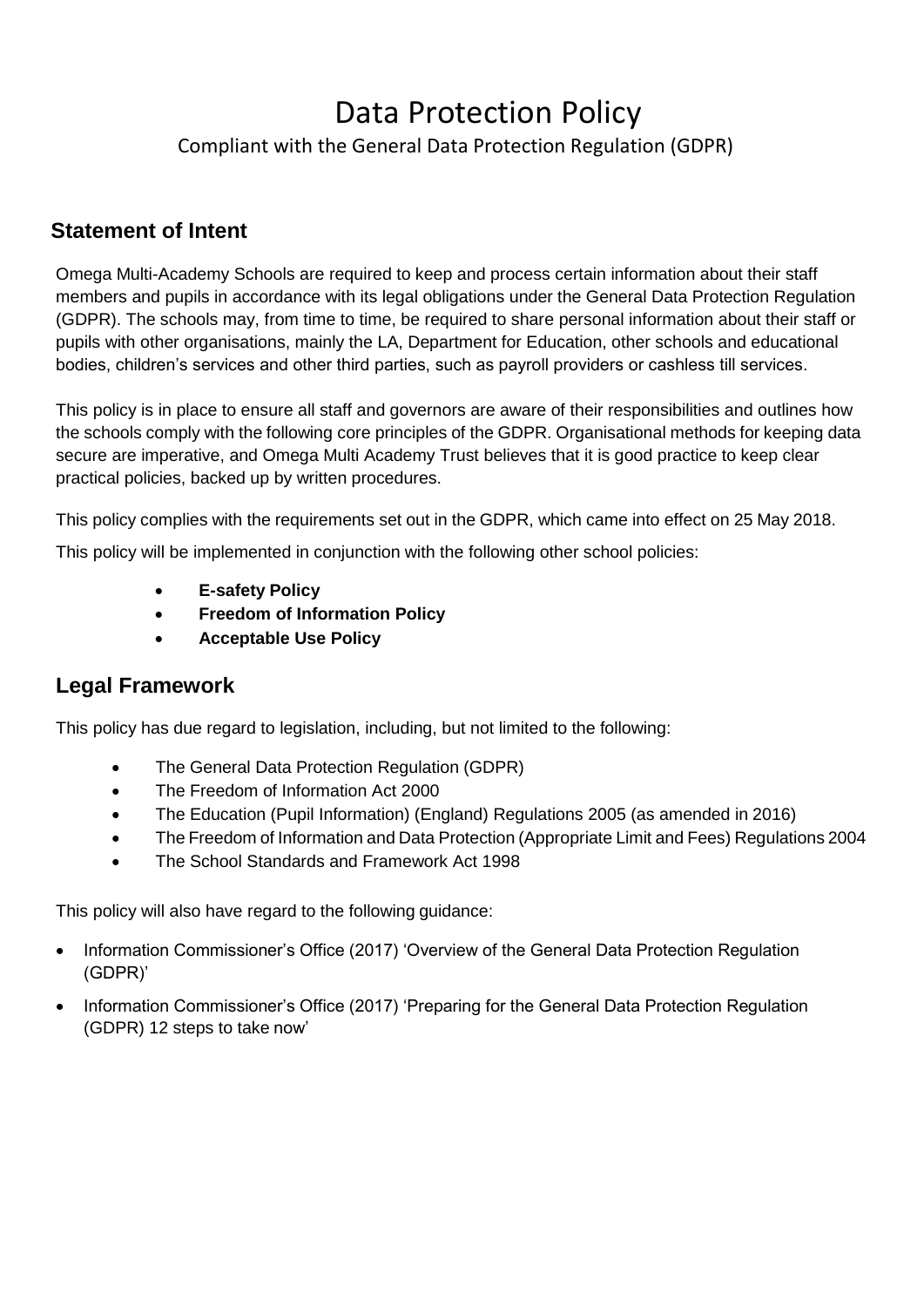# Data Protection Policy

Compliant with the General Data Protection Regulation (GDPR)

## Statement of Intent

Omega Multi-Academy Schools are required to keep and process certain information about their staff members and pupils in accordance with its legal obligations under the General Data Protection Regulation (GDPR). The schools may, from time to time, be required to share personal information about their staff or pupils with other organisations, mainly the LA, Department for Education, other schools and educational bodies, children's services and other third parties, such as payroll providers or cashless till services.

This policy is in place to ensure all staff and governors are aware of their responsibilities and outlines how the schools comply with the following core principles of the GDPR. Organisational methods for keeping data secure are imperative, and Omega Multi Academy Trust believes that it is good practice to keep clear practical policies, backed up by written procedures.

This policy complies with the requirements set out in the GDPR, which came into effect on 25 May 2018.

This policy will be implemented in conjunction with the following other school policies:

- **E-safety Policy**
- **Freedom of Information Policy**
- **Acceptable Use Policy**

## Legal Framework

This policy has due regard to legislation, including, but not limited to the following:

- The General Data Protection Regulation (GDPR)
- The Freedom of Information Act 2000
- The Education (Pupil Information) (England) Regulations 2005 (as amended in 2016)
- The Freedom of Information and Data Protection (Appropriate Limit and Fees) Regulations 2004
- The School Standards and Framework Act 1998

This policy will also have regard to the following guidance:

- Information Commissioner's Office (2017) 'Overview of the General Data Protection Regulation (GDPR)'
- Information Commissioner's Office (2017) 'Preparing for the General Data Protection Regulation (GDPR) 12 steps to take now'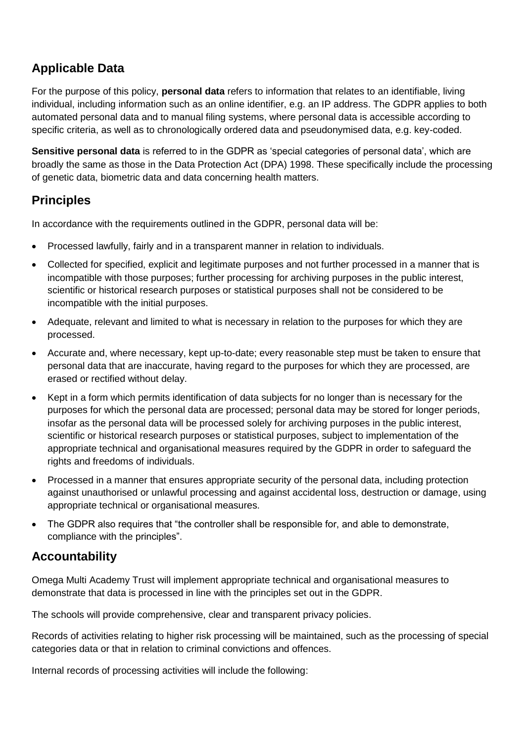## Applicable Data

For the purpose of this policy, **personal data** refers to information that relates to an identifiable, living individual, including information such as an online identifier, e.g. an IP address. The GDPR applies to both automated personal data and to manual filing systems, where personal data is accessible according to specific criteria, as well as to chronologically ordered data and pseudonymised data, e.g. key-coded.

**Sensitive personal data** is referred to in the GDPR as 'special categories of personal data', which are broadly the same as those in the Data Protection Act (DPA) 1998. These specifically include the processing of genetic data, biometric data and data concerning health matters.

## Principles

In accordance with the requirements outlined in the GDPR, personal data will be:

- Processed lawfully, fairly and in a transparent manner in relation to individuals.
- Collected for specified, explicit and legitimate purposes and not further processed in a manner that is incompatible with those purposes; further processing for archiving purposes in the public interest, scientific or historical research purposes or statistical purposes shall not be considered to be incompatible with the initial purposes.
- Adequate, relevant and limited to what is necessary in relation to the purposes for which they are processed.
- Accurate and, where necessary, kept up-to-date; every reasonable step must be taken to ensure that personal data that are inaccurate, having regard to the purposes for which they are processed, are erased or rectified without delay.
- Kept in a form which permits identification of data subjects for no longer than is necessary for the purposes for which the personal data are processed; personal data may be stored for longer periods, insofar as the personal data will be processed solely for archiving purposes in the public interest, scientific or historical research purposes or statistical purposes, subject to implementation of the appropriate technical and organisational measures required by the GDPR in order to safeguard the rights and freedoms of individuals.
- Processed in a manner that ensures appropriate security of the personal data, including protection against unauthorised or unlawful processing and against accidental loss, destruction or damage, using appropriate technical or organisational measures.
- The GDPR also requires that "the controller shall be responsible for, and able to demonstrate, compliance with the principles".

## Accountability

Omega Multi Academy Trust will implement appropriate technical and organisational measures to demonstrate that data is processed in line with the principles set out in the GDPR.

The schools will provide comprehensive, clear and transparent privacy policies.

Records of activities relating to higher risk processing will be maintained, such as the processing of special categories data or that in relation to criminal convictions and offences.

Internal records of processing activities will include the following: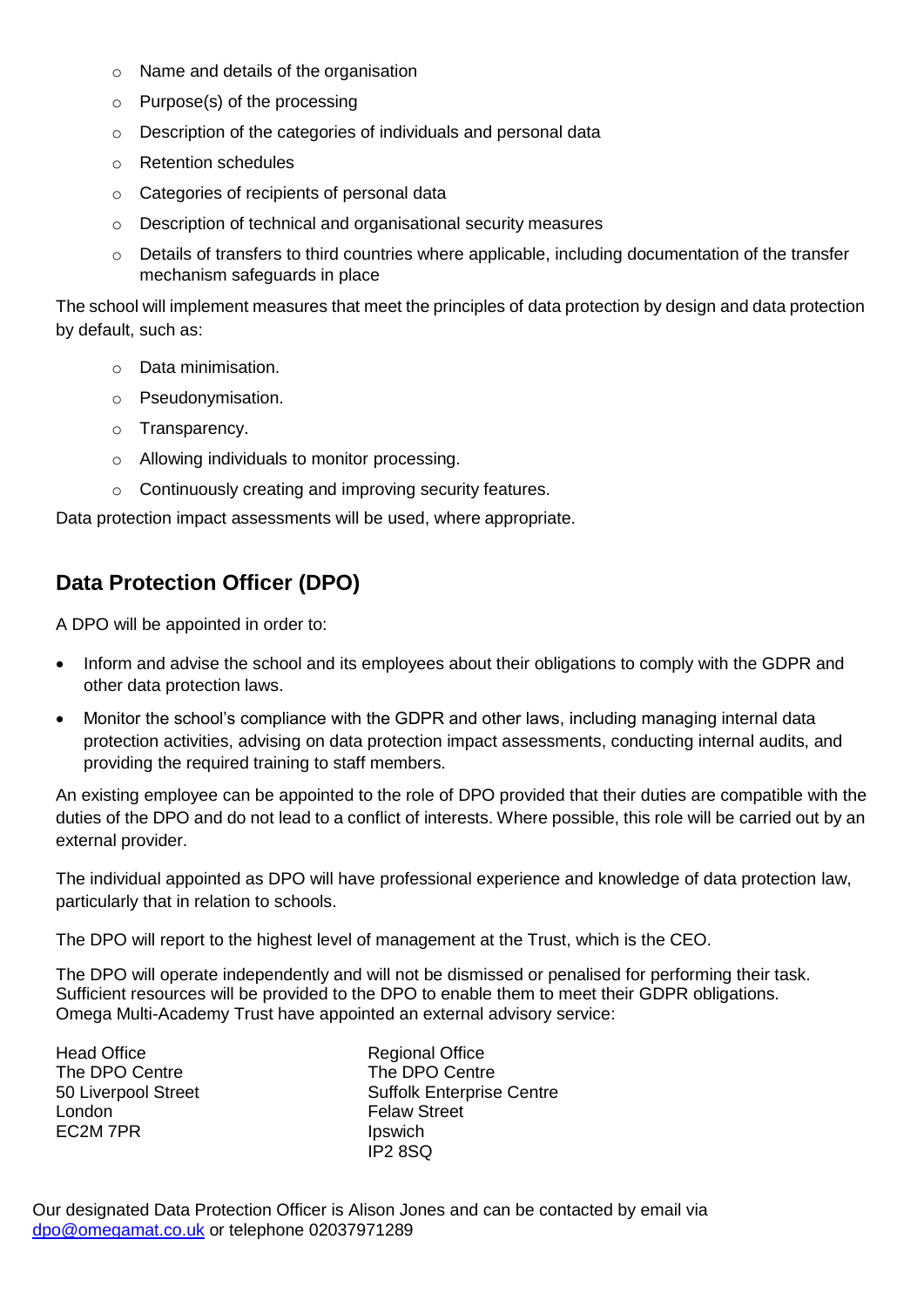- Name and details of the organisation
- Purpose(s) of the processing
- Description of the categories of individuals and personal data
- Retention schedules
- Categories of recipients of personal data
- Description of technical and organisational security measures
- Details of transfers to third countries where applicable, including documentation of the transfer mechanism safeguards in place

The school will implement measures that meet the principles of data protection by design and data protection by default, such as:

- Data minimisation.
- Pseudonymisation.
- Transparency.
- Allowing individuals to monitor processing.
- Continuously creating and improving security features.

Data protection impact assessments will be used, where appropriate.

## Data Protection Officer (DPO)

A DPO will be appointed in order to:

- Inform and advise the school and its employees about their obligations to comply with the GDPR and other data protection laws.
- Monitor the school's compliance with the GDPR and other laws, including managing internal data protection activities, advising on data protection impact assessments, conducting internal audits, and providing the required training to staff members.

An existing employee can be appointed to the role of DPO provided that their duties are compatible with the duties of the DPO and do not lead to a conflict of interests. Where possible, this role will be carried out by an external provider.

The individual appointed as DPO will have professional experience and knowledge of data protection law, particularly that in relation to schools.

The DPO will report to the highest level of management at the Trust, which is the CEO.

The DPO will operate independently and will not be dismissed or penalised for performing their task. Sufficient resources will be provided to the DPO to enable them to meet their GDPR obligations. Omega Multi-Academy Trust have appointed an external advisory service:

Head Office
The DPO Centre
50 Liverpool Street
London
EC2M 7PR

Regional Office
The DPO Centre
Suffolk Enterprise Centre
Felaw Street
Ipswich
IP2 8SQ

Our designated Data Protection Officer is Alison Jones and can be contacted by email via dpo@omegamat.co.uk or telephone 02037971289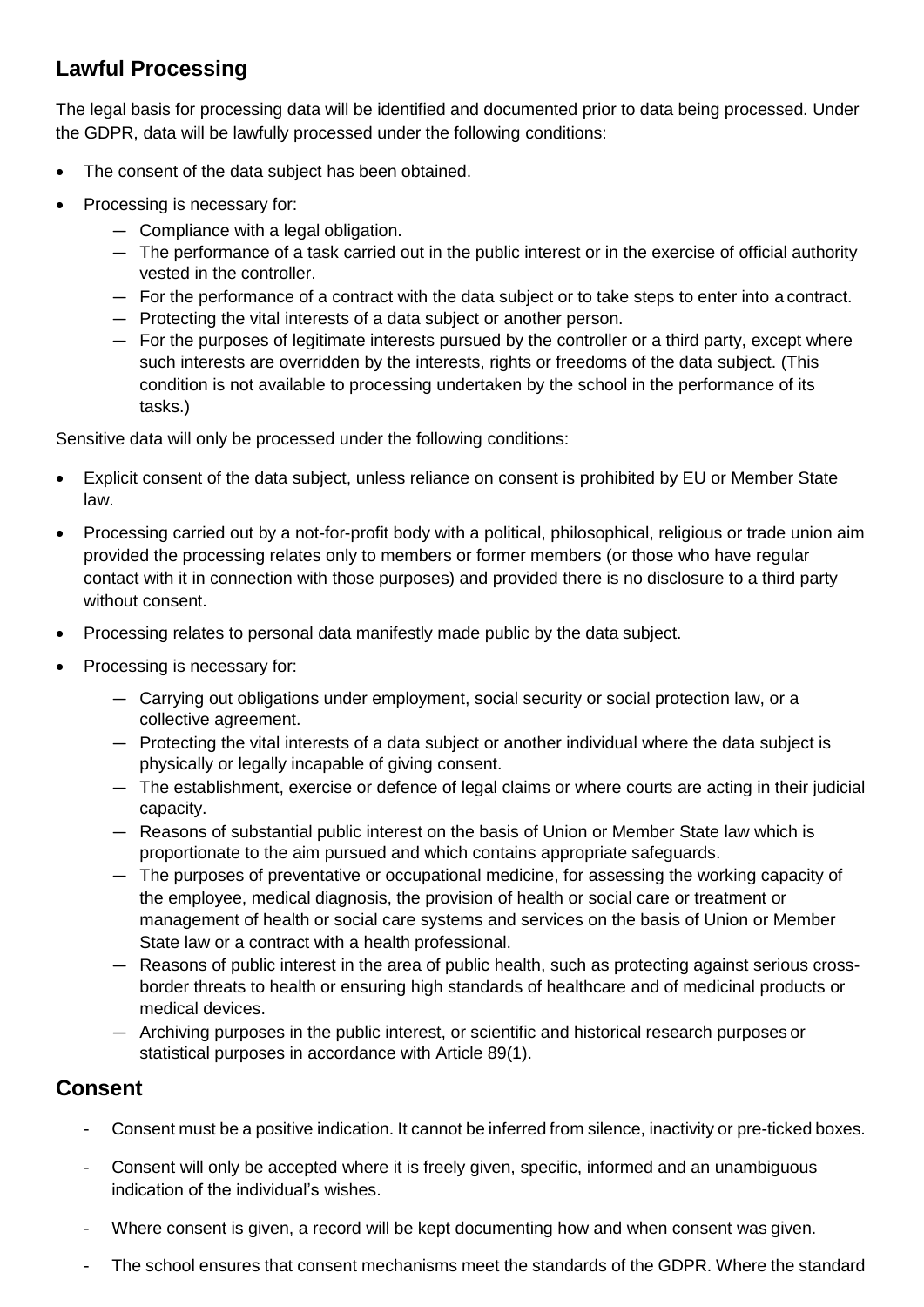## Lawful Processing

The legal basis for processing data will be identified and documented prior to data being processed. Under the GDPR, data will be lawfully processed under the following conditions:

- The consent of the data subject has been obtained.
- Processing is necessary for:
  - Compliance with a legal obligation.
  - The performance of a task carried out in the public interest or in the exercise of official authority vested in the controller.
  - For the performance of a contract with the data subject or to take steps to enter into a contract.
  - Protecting the vital interests of a data subject or another person.
  - For the purposes of legitimate interests pursued by the controller or a third party, except where such interests are overridden by the interests, rights or freedoms of the data subject. (This condition is not available to processing undertaken by the school in the performance of its tasks.)

Sensitive data will only be processed under the following conditions:

- Explicit consent of the data subject, unless reliance on consent is prohibited by EU or Member State law.
- Processing carried out by a not-for-profit body with a political, philosophical, religious or trade union aim provided the processing relates only to members or former members (or those who have regular contact with it in connection with those purposes) and provided there is no disclosure to a third party without consent.
- Processing relates to personal data manifestly made public by the data subject.
- Processing is necessary for:
  - Carrying out obligations under employment, social security or social protection law, or a collective agreement.
  - Protecting the vital interests of a data subject or another individual where the data subject is physically or legally incapable of giving consent.
  - The establishment, exercise or defence of legal claims or where courts are acting in their judicial capacity.
  - Reasons of substantial public interest on the basis of Union or Member State law which is proportionate to the aim pursued and which contains appropriate safeguards.
  - The purposes of preventative or occupational medicine, for assessing the working capacity of the employee, medical diagnosis, the provision of health or social care or treatment or management of health or social care systems and services on the basis of Union or Member State law or a contract with a health professional.
  - Reasons of public interest in the area of public health, such as protecting against serious cross-border threats to health or ensuring high standards of healthcare and of medicinal products or medical devices.
  - Archiving purposes in the public interest, or scientific and historical research purposes or statistical purposes in accordance with Article 89(1).

## Consent

- Consent must be a positive indication. It cannot be inferred from silence, inactivity or pre-ticked boxes.
- Consent will only be accepted where it is freely given, specific, informed and an unambiguous indication of the individual's wishes.
- Where consent is given, a record will be kept documenting how and when consent was given.
- The school ensures that consent mechanisms meet the standards of the GDPR. Where the standard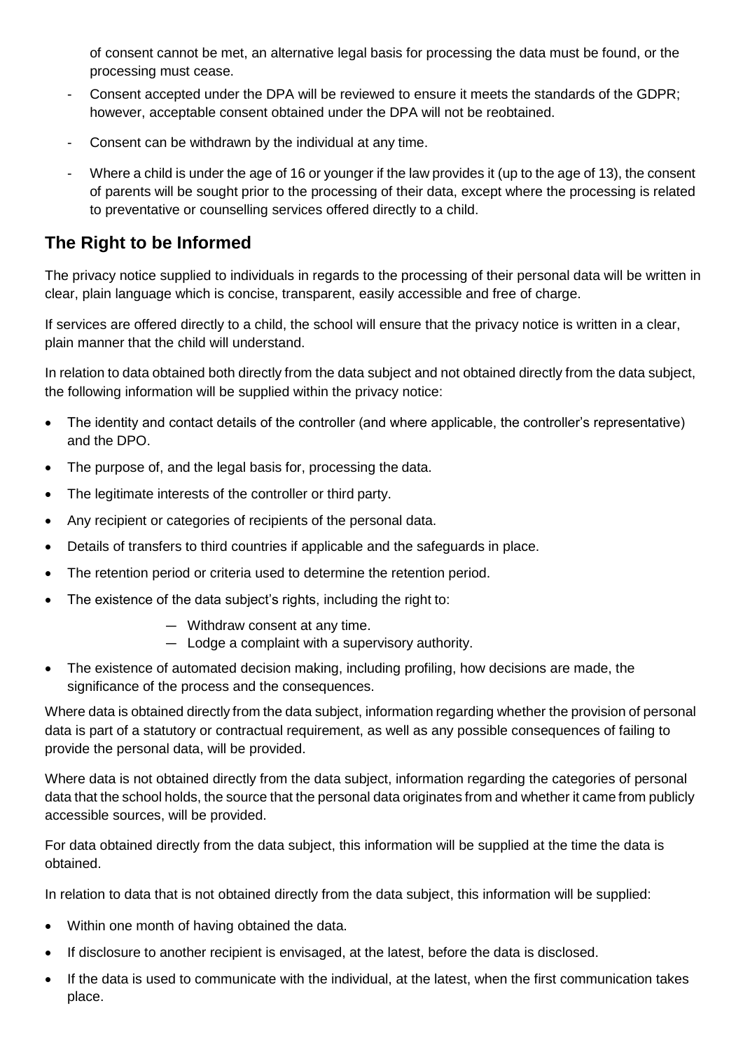of consent cannot be met, an alternative legal basis for processing the data must be found, or the processing must cease.

- Consent accepted under the DPA will be reviewed to ensure it meets the standards of the GDPR; however, acceptable consent obtained under the DPA will not be reobtained.
- Consent can be withdrawn by the individual at any time.
- Where a child is under the age of 16 or younger if the law provides it (up to the age of 13), the consent of parents will be sought prior to the processing of their data, except where the processing is related to preventative or counselling services offered directly to a child.

## The Right to be Informed

The privacy notice supplied to individuals in regards to the processing of their personal data will be written in clear, plain language which is concise, transparent, easily accessible and free of charge.

If services are offered directly to a child, the school will ensure that the privacy notice is written in a clear, plain manner that the child will understand.

In relation to data obtained both directly from the data subject and not obtained directly from the data subject, the following information will be supplied within the privacy notice:

- The identity and contact details of the controller (and where applicable, the controller's representative) and the DPO.
- The purpose of, and the legal basis for, processing the data.
- The legitimate interests of the controller or third party.
- Any recipient or categories of recipients of the personal data.
- Details of transfers to third countries if applicable and the safeguards in place.
- The retention period or criteria used to determine the retention period.
- The existence of the data subject's rights, including the right to:
  - Withdraw consent at any time.
  - Lodge a complaint with a supervisory authority.
- The existence of automated decision making, including profiling, how decisions are made, the significance of the process and the consequences.

Where data is obtained directly from the data subject, information regarding whether the provision of personal data is part of a statutory or contractual requirement, as well as any possible consequences of failing to provide the personal data, will be provided.

Where data is not obtained directly from the data subject, information regarding the categories of personal data that the school holds, the source that the personal data originates from and whether it came from publicly accessible sources, will be provided.

For data obtained directly from the data subject, this information will be supplied at the time the data is obtained.

In relation to data that is not obtained directly from the data subject, this information will be supplied:

- Within one month of having obtained the data.
- If disclosure to another recipient is envisaged, at the latest, before the data is disclosed.
- If the data is used to communicate with the individual, at the latest, when the first communication takes place.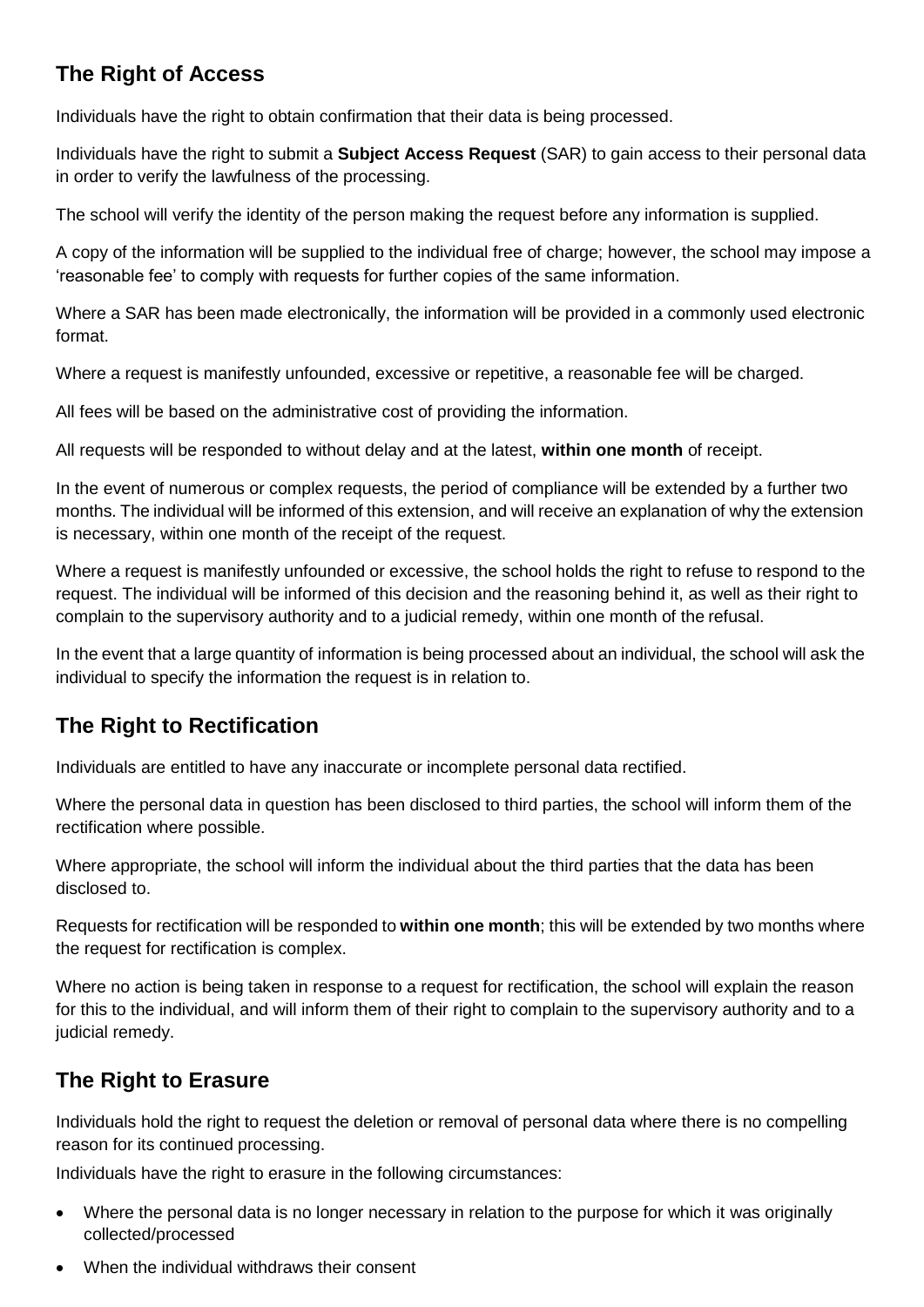## The Right of Access

Individuals have the right to obtain confirmation that their data is being processed.

Individuals have the right to submit a **Subject Access Request** (SAR) to gain access to their personal data in order to verify the lawfulness of the processing.

The school will verify the identity of the person making the request before any information is supplied.

A copy of the information will be supplied to the individual free of charge; however, the school may impose a 'reasonable fee' to comply with requests for further copies of the same information.

Where a SAR has been made electronically, the information will be provided in a commonly used electronic format.

Where a request is manifestly unfounded, excessive or repetitive, a reasonable fee will be charged.

All fees will be based on the administrative cost of providing the information.

All requests will be responded to without delay and at the latest, **within one month** of receipt.

In the event of numerous or complex requests, the period of compliance will be extended by a further two months. The individual will be informed of this extension, and will receive an explanation of why the extension is necessary, within one month of the receipt of the request.

Where a request is manifestly unfounded or excessive, the school holds the right to refuse to respond to the request. The individual will be informed of this decision and the reasoning behind it, as well as their right to complain to the supervisory authority and to a judicial remedy, within one month of the refusal.

In the event that a large quantity of information is being processed about an individual, the school will ask the individual to specify the information the request is in relation to.

## The Right to Rectification

Individuals are entitled to have any inaccurate or incomplete personal data rectified.

Where the personal data in question has been disclosed to third parties, the school will inform them of the rectification where possible.

Where appropriate, the school will inform the individual about the third parties that the data has been disclosed to.

Requests for rectification will be responded to **within one month**; this will be extended by two months where the request for rectification is complex.

Where no action is being taken in response to a request for rectification, the school will explain the reason for this to the individual, and will inform them of their right to complain to the supervisory authority and to a judicial remedy.

## The Right to Erasure

Individuals hold the right to request the deletion or removal of personal data where there is no compelling reason for its continued processing.

Individuals have the right to erasure in the following circumstances:

- Where the personal data is no longer necessary in relation to the purpose for which it was originally collected/processed
- When the individual withdraws their consent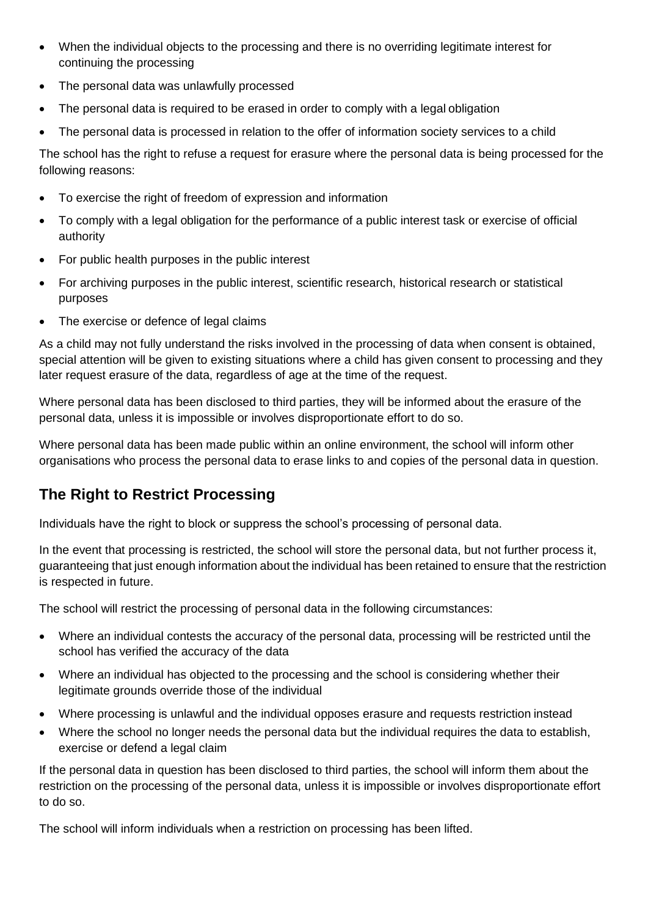- When the individual objects to the processing and there is no overriding legitimate interest for continuing the processing
- The personal data was unlawfully processed
- The personal data is required to be erased in order to comply with a legal obligation
- The personal data is processed in relation to the offer of information society services to a child

The school has the right to refuse a request for erasure where the personal data is being processed for the following reasons:

- To exercise the right of freedom of expression and information
- To comply with a legal obligation for the performance of a public interest task or exercise of official authority
- For public health purposes in the public interest
- For archiving purposes in the public interest, scientific research, historical research or statistical purposes
- The exercise or defence of legal claims

As a child may not fully understand the risks involved in the processing of data when consent is obtained, special attention will be given to existing situations where a child has given consent to processing and they later request erasure of the data, regardless of age at the time of the request.

Where personal data has been disclosed to third parties, they will be informed about the erasure of the personal data, unless it is impossible or involves disproportionate effort to do so.

Where personal data has been made public within an online environment, the school will inform other organisations who process the personal data to erase links to and copies of the personal data in question.

## The Right to Restrict Processing

Individuals have the right to block or suppress the school's processing of personal data.

In the event that processing is restricted, the school will store the personal data, but not further process it, guaranteeing that just enough information about the individual has been retained to ensure that the restriction is respected in future.

The school will restrict the processing of personal data in the following circumstances:

- Where an individual contests the accuracy of the personal data, processing will be restricted until the school has verified the accuracy of the data
- Where an individual has objected to the processing and the school is considering whether their legitimate grounds override those of the individual
- Where processing is unlawful and the individual opposes erasure and requests restriction instead
- Where the school no longer needs the personal data but the individual requires the data to establish, exercise or defend a legal claim

If the personal data in question has been disclosed to third parties, the school will inform them about the restriction on the processing of the personal data, unless it is impossible or involves disproportionate effort to do so.

The school will inform individuals when a restriction on processing has been lifted.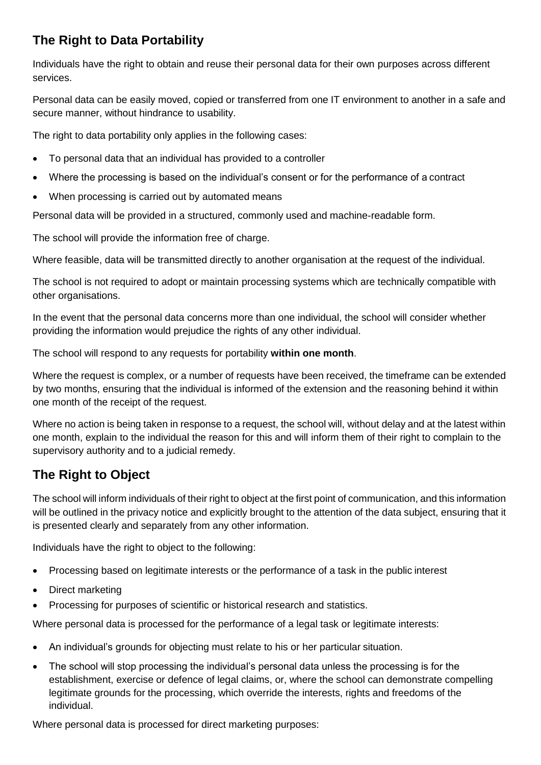## The Right to Data Portability

Individuals have the right to obtain and reuse their personal data for their own purposes across different services.

Personal data can be easily moved, copied or transferred from one IT environment to another in a safe and secure manner, without hindrance to usability.

The right to data portability only applies in the following cases:

- To personal data that an individual has provided to a controller
- Where the processing is based on the individual's consent or for the performance of a contract
- When processing is carried out by automated means

Personal data will be provided in a structured, commonly used and machine-readable form.

The school will provide the information free of charge.

Where feasible, data will be transmitted directly to another organisation at the request of the individual.

The school is not required to adopt or maintain processing systems which are technically compatible with other organisations.

In the event that the personal data concerns more than one individual, the school will consider whether providing the information would prejudice the rights of any other individual.

The school will respond to any requests for portability **within one month**.

Where the request is complex, or a number of requests have been received, the timeframe can be extended by two months, ensuring that the individual is informed of the extension and the reasoning behind it within one month of the receipt of the request.

Where no action is being taken in response to a request, the school will, without delay and at the latest within one month, explain to the individual the reason for this and will inform them of their right to complain to the supervisory authority and to a judicial remedy.

## The Right to Object

The school will inform individuals of their right to object at the first point of communication, and this information will be outlined in the privacy notice and explicitly brought to the attention of the data subject, ensuring that it is presented clearly and separately from any other information.

Individuals have the right to object to the following:

- Processing based on legitimate interests or the performance of a task in the public interest
- Direct marketing
- Processing for purposes of scientific or historical research and statistics.

Where personal data is processed for the performance of a legal task or legitimate interests:

- An individual's grounds for objecting must relate to his or her particular situation.
- The school will stop processing the individual's personal data unless the processing is for the establishment, exercise or defence of legal claims, or, where the school can demonstrate compelling legitimate grounds for the processing, which override the interests, rights and freedoms of the individual.

Where personal data is processed for direct marketing purposes: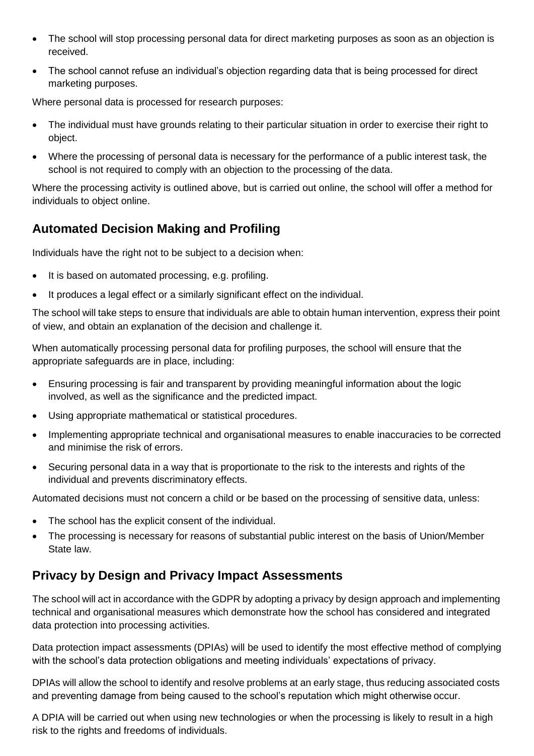- The school will stop processing personal data for direct marketing purposes as soon as an objection is received.
- The school cannot refuse an individual's objection regarding data that is being processed for direct marketing purposes.

Where personal data is processed for research purposes:

- The individual must have grounds relating to their particular situation in order to exercise their right to object.
- Where the processing of personal data is necessary for the performance of a public interest task, the school is not required to comply with an objection to the processing of the data.

Where the processing activity is outlined above, but is carried out online, the school will offer a method for individuals to object online.

## Automated Decision Making and Profiling

Individuals have the right not to be subject to a decision when:

- It is based on automated processing, e.g. profiling.
- It produces a legal effect or a similarly significant effect on the individual.

The school will take steps to ensure that individuals are able to obtain human intervention, express their point of view, and obtain an explanation of the decision and challenge it.

When automatically processing personal data for profiling purposes, the school will ensure that the appropriate safeguards are in place, including:

- Ensuring processing is fair and transparent by providing meaningful information about the logic involved, as well as the significance and the predicted impact.
- Using appropriate mathematical or statistical procedures.
- Implementing appropriate technical and organisational measures to enable inaccuracies to be corrected and minimise the risk of errors.
- Securing personal data in a way that is proportionate to the risk to the interests and rights of the individual and prevents discriminatory effects.

Automated decisions must not concern a child or be based on the processing of sensitive data, unless:

- The school has the explicit consent of the individual.
- The processing is necessary for reasons of substantial public interest on the basis of Union/Member State law.

## Privacy by Design and Privacy Impact Assessments

The school will act in accordance with the GDPR by adopting a privacy by design approach and implementing technical and organisational measures which demonstrate how the school has considered and integrated data protection into processing activities.

Data protection impact assessments (DPIAs) will be used to identify the most effective method of complying with the school's data protection obligations and meeting individuals' expectations of privacy.

DPIAs will allow the school to identify and resolve problems at an early stage, thus reducing associated costs and preventing damage from being caused to the school's reputation which might otherwise occur.

A DPIA will be carried out when using new technologies or when the processing is likely to result in a high risk to the rights and freedoms of individuals.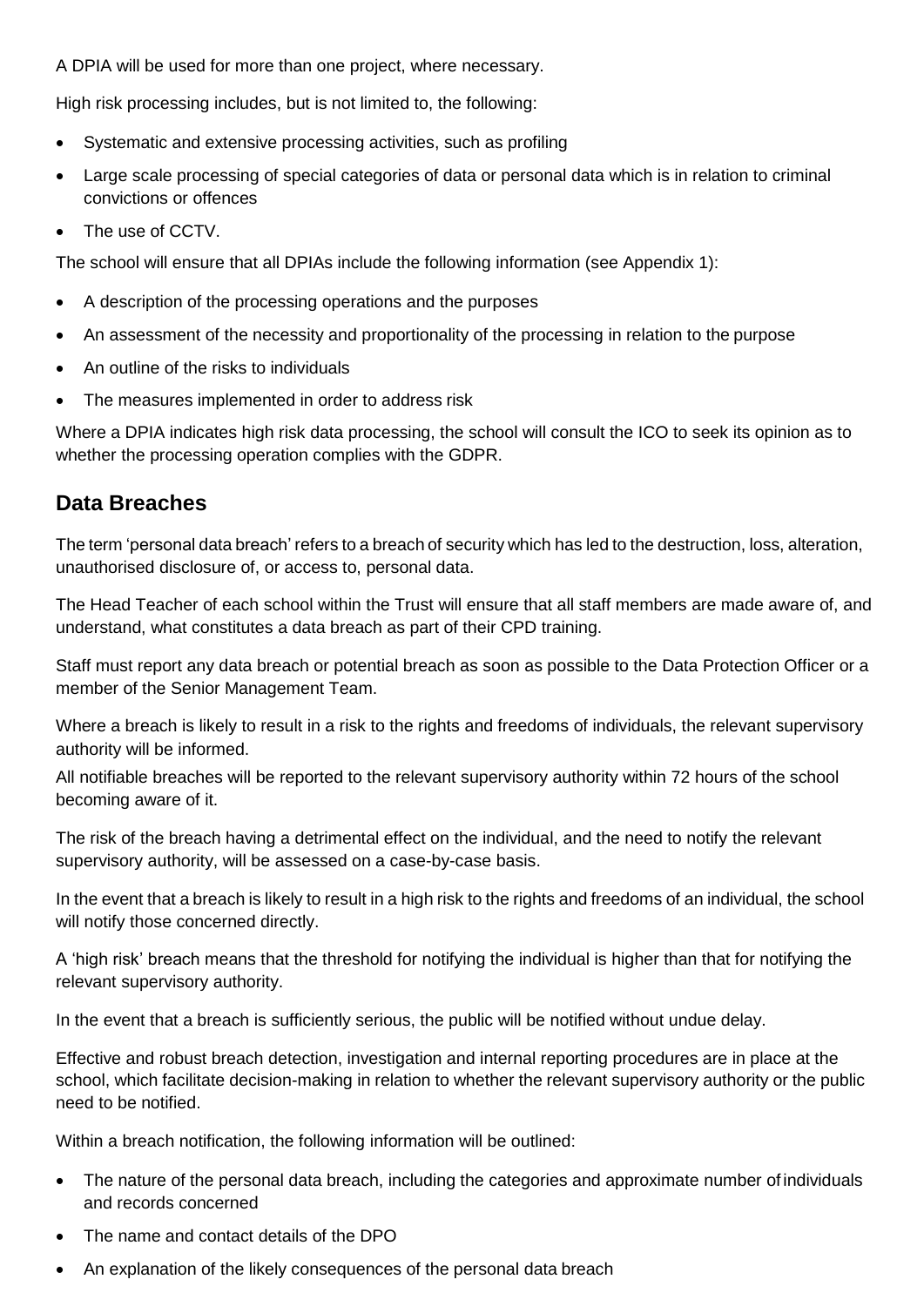A DPIA will be used for more than one project, where necessary.

High risk processing includes, but is not limited to, the following:

- Systematic and extensive processing activities, such as profiling
- Large scale processing of special categories of data or personal data which is in relation to criminal convictions or offences
- The use of CCTV.

The school will ensure that all DPIAs include the following information (see Appendix 1):

- A description of the processing operations and the purposes
- An assessment of the necessity and proportionality of the processing in relation to the purpose
- An outline of the risks to individuals
- The measures implemented in order to address risk

Where a DPIA indicates high risk data processing, the school will consult the ICO to seek its opinion as to whether the processing operation complies with the GDPR.

## Data Breaches

The term 'personal data breach' refers to a breach of security which has led to the destruction, loss, alteration, unauthorised disclosure of, or access to, personal data.

The Head Teacher of each school within the Trust will ensure that all staff members are made aware of, and understand, what constitutes a data breach as part of their CPD training.

Staff must report any data breach or potential breach as soon as possible to the Data Protection Officer or a member of the Senior Management Team.

Where a breach is likely to result in a risk to the rights and freedoms of individuals, the relevant supervisory authority will be informed.

All notifiable breaches will be reported to the relevant supervisory authority within 72 hours of the school becoming aware of it.

The risk of the breach having a detrimental effect on the individual, and the need to notify the relevant supervisory authority, will be assessed on a case-by-case basis.

In the event that a breach is likely to result in a high risk to the rights and freedoms of an individual, the school will notify those concerned directly.

A 'high risk' breach means that the threshold for notifying the individual is higher than that for notifying the relevant supervisory authority.

In the event that a breach is sufficiently serious, the public will be notified without undue delay.

Effective and robust breach detection, investigation and internal reporting procedures are in place at the school, which facilitate decision-making in relation to whether the relevant supervisory authority or the public need to be notified.

Within a breach notification, the following information will be outlined:

- The nature of the personal data breach, including the categories and approximate number of individuals and records concerned
- The name and contact details of the DPO
- An explanation of the likely consequences of the personal data breach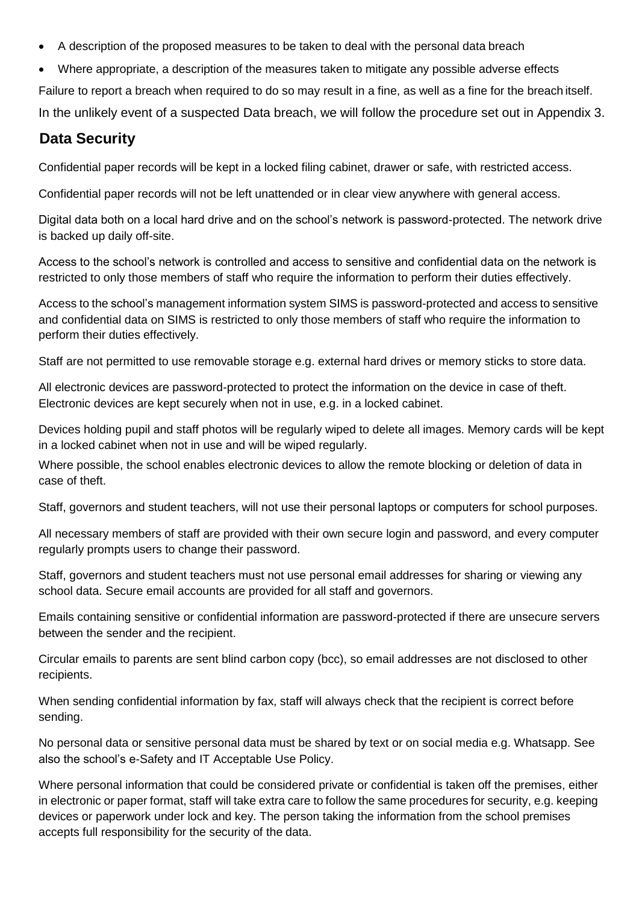- A description of the proposed measures to be taken to deal with the personal data breach
- Where appropriate, a description of the measures taken to mitigate any possible adverse effects

Failure to report a breach when required to do so may result in a fine, as well as a fine for the breach itself.

In the unlikely event of a suspected Data breach, we will follow the procedure set out in Appendix 3.

## Data Security

Confidential paper records will be kept in a locked filing cabinet, drawer or safe, with restricted access.

Confidential paper records will not be left unattended or in clear view anywhere with general access.

Digital data both on a local hard drive and on the school's network is password-protected. The network drive is backed up daily off-site.

Access to the school's network is controlled and access to sensitive and confidential data on the network is restricted to only those members of staff who require the information to perform their duties effectively.

Access to the school's management information system SIMS is password-protected and access to sensitive and confidential data on SIMS is restricted to only those members of staff who require the information to perform their duties effectively.

Staff are not permitted to use removable storage e.g. external hard drives or memory sticks to store data.

All electronic devices are password-protected to protect the information on the device in case of theft. Electronic devices are kept securely when not in use, e.g. in a locked cabinet.

Devices holding pupil and staff photos will be regularly wiped to delete all images. Memory cards will be kept in a locked cabinet when not in use and will be wiped regularly.

Where possible, the school enables electronic devices to allow the remote blocking or deletion of data in case of theft.

Staff, governors and student teachers, will not use their personal laptops or computers for school purposes.

All necessary members of staff are provided with their own secure login and password, and every computer regularly prompts users to change their password.

Staff, governors and student teachers must not use personal email addresses for sharing or viewing any school data. Secure email accounts are provided for all staff and governors.

Emails containing sensitive or confidential information are password-protected if there are unsecure servers between the sender and the recipient.

Circular emails to parents are sent blind carbon copy (bcc), so email addresses are not disclosed to other recipients.

When sending confidential information by fax, staff will always check that the recipient is correct before sending.

No personal data or sensitive personal data must be shared by text or on social media e.g. Whatsapp. See also the school's e-Safety and IT Acceptable Use Policy.

Where personal information that could be considered private or confidential is taken off the premises, either in electronic or paper format, staff will take extra care to follow the same procedures for security, e.g. keeping devices or paperwork under lock and key. The person taking the information from the school premises accepts full responsibility for the security of the data.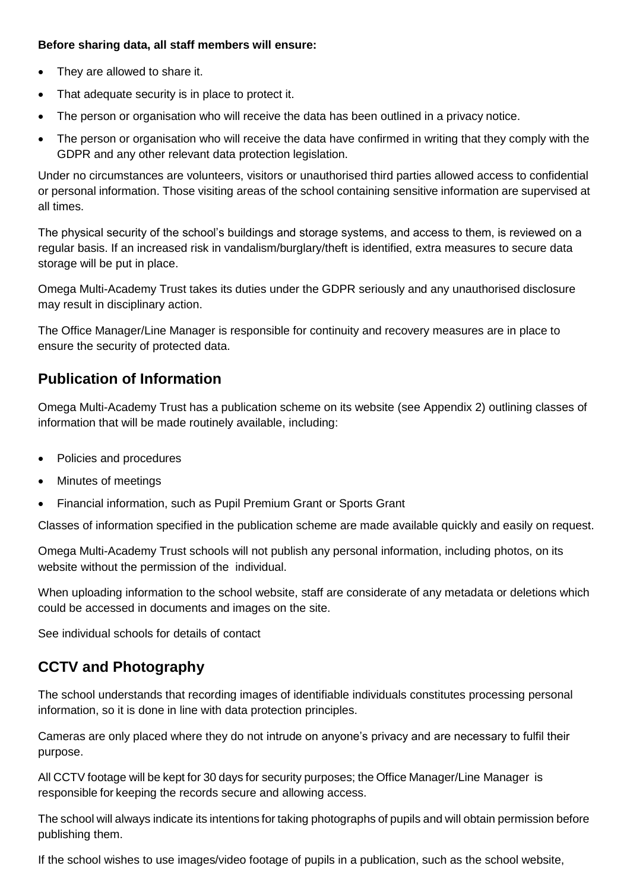**Before sharing data, all staff members will ensure:**

- They are allowed to share it.
- That adequate security is in place to protect it.
- The person or organisation who will receive the data has been outlined in a privacy notice.
- The person or organisation who will receive the data have confirmed in writing that they comply with the GDPR and any other relevant data protection legislation.

Under no circumstances are volunteers, visitors or unauthorised third parties allowed access to confidential or personal information. Those visiting areas of the school containing sensitive information are supervised at all times.

The physical security of the school's buildings and storage systems, and access to them, is reviewed on a regular basis. If an increased risk in vandalism/burglary/theft is identified, extra measures to secure data storage will be put in place.

Omega Multi-Academy Trust takes its duties under the GDPR seriously and any unauthorised disclosure may result in disciplinary action.

The Office Manager/Line Manager is responsible for continuity and recovery measures are in place to ensure the security of protected data.

## Publication of Information

Omega Multi-Academy Trust has a publication scheme on its website (see Appendix 2) outlining classes of information that will be made routinely available, including:

- Policies and procedures
- Minutes of meetings
- Financial information, such as Pupil Premium Grant or Sports Grant

Classes of information specified in the publication scheme are made available quickly and easily on request.

Omega Multi-Academy Trust schools will not publish any personal information, including photos, on its website without the permission of the individual.

When uploading information to the school website, staff are considerate of any metadata or deletions which could be accessed in documents and images on the site.

See individual schools for details of contact

## CCTV and Photography

The school understands that recording images of identifiable individuals constitutes processing personal information, so it is done in line with data protection principles.

Cameras are only placed where they do not intrude on anyone's privacy and are necessary to fulfil their purpose.

All CCTV footage will be kept for 30 days for security purposes; the Office Manager/Line Manager is responsible for keeping the records secure and allowing access.

The school will always indicate its intentions for taking photographs of pupils and will obtain permission before publishing them.

If the school wishes to use images/video footage of pupils in a publication, such as the school website,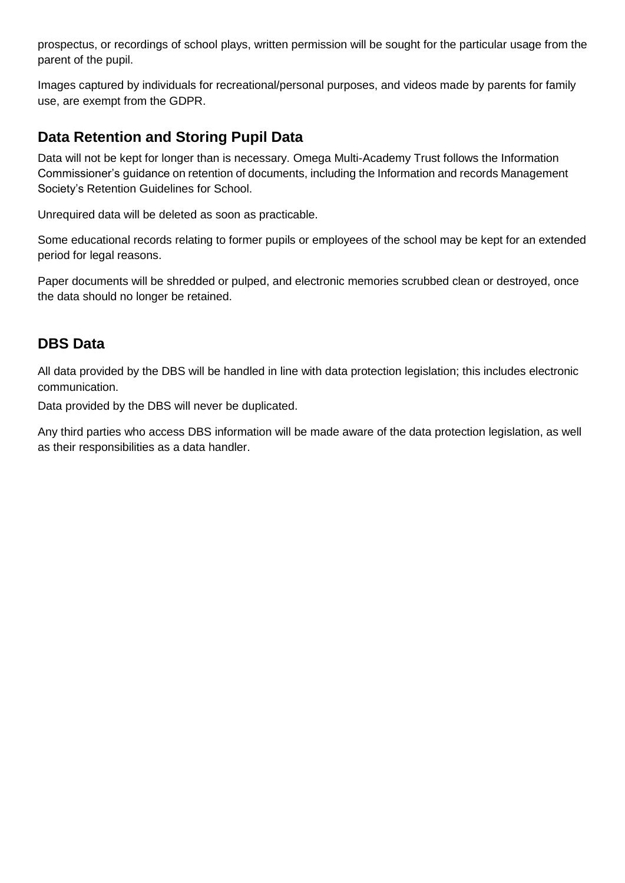prospectus, or recordings of school plays, written permission will be sought for the particular usage from the parent of the pupil.

Images captured by individuals for recreational/personal purposes, and videos made by parents for family use, are exempt from the GDPR.

## Data Retention and Storing Pupil Data

Data will not be kept for longer than is necessary. Omega Multi-Academy Trust follows the Information Commissioner's guidance on retention of documents, including the Information and records Management Society's Retention Guidelines for School.

Unrequired data will be deleted as soon as practicable.

Some educational records relating to former pupils or employees of the school may be kept for an extended period for legal reasons.

Paper documents will be shredded or pulped, and electronic memories scrubbed clean or destroyed, once the data should no longer be retained.

## DBS Data

All data provided by the DBS will be handled in line with data protection legislation; this includes electronic communication.

Data provided by the DBS will never be duplicated.

Any third parties who access DBS information will be made aware of the data protection legislation, as well as their responsibilities as a data handler.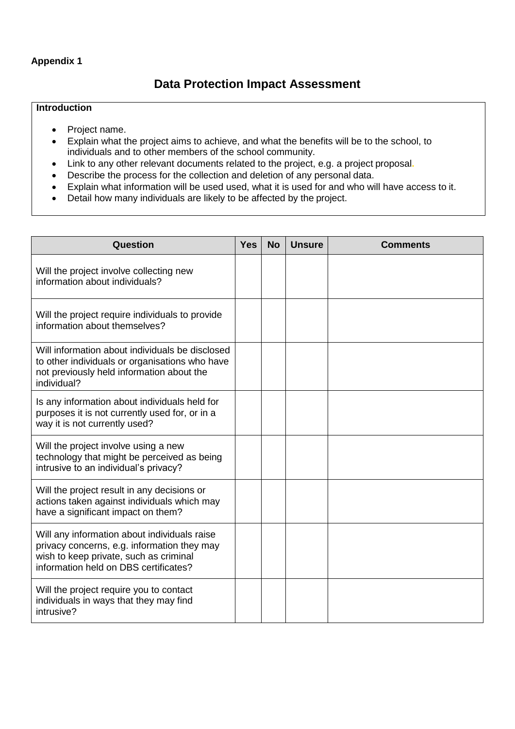**Appendix 1**

# Data Protection Impact Assessment

**Introduction**

- Project name.
- Explain what the project aims to achieve, and what the benefits will be to the school, to individuals and to other members of the school community.
- Link to any other relevant documents related to the project, e.g. a project proposal.
- Describe the process for the collection and deletion of any personal data.
- Explain what information will be used used, what it is used for and who will have access to it.
- Detail how many individuals are likely to be affected by the project.

| Question | Yes | No | Unsure | Comments |
|---|---|---|---|---|
| Will the project involve collecting new information about individuals? | | | | |
| Will the project require individuals to provide information about themselves? | | | | |
| Will information about individuals be disclosed to other individuals or organisations who have not previously held information about the individual? | | | | |
| Is any information about individuals held for purposes it is not currently used for, or in a way it is not currently used? | | | | |
| Will the project involve using a new technology that might be perceived as being intrusive to an individual's privacy? | | | | |
| Will the project result in any decisions or actions taken against individuals which may have a significant impact on them? | | | | |
| Will any information about individuals raise privacy concerns, e.g. information they may wish to keep private, such as criminal information held on DBS certificates? | | | | |
| Will the project require you to contact individuals in ways that they may find intrusive? | | | | |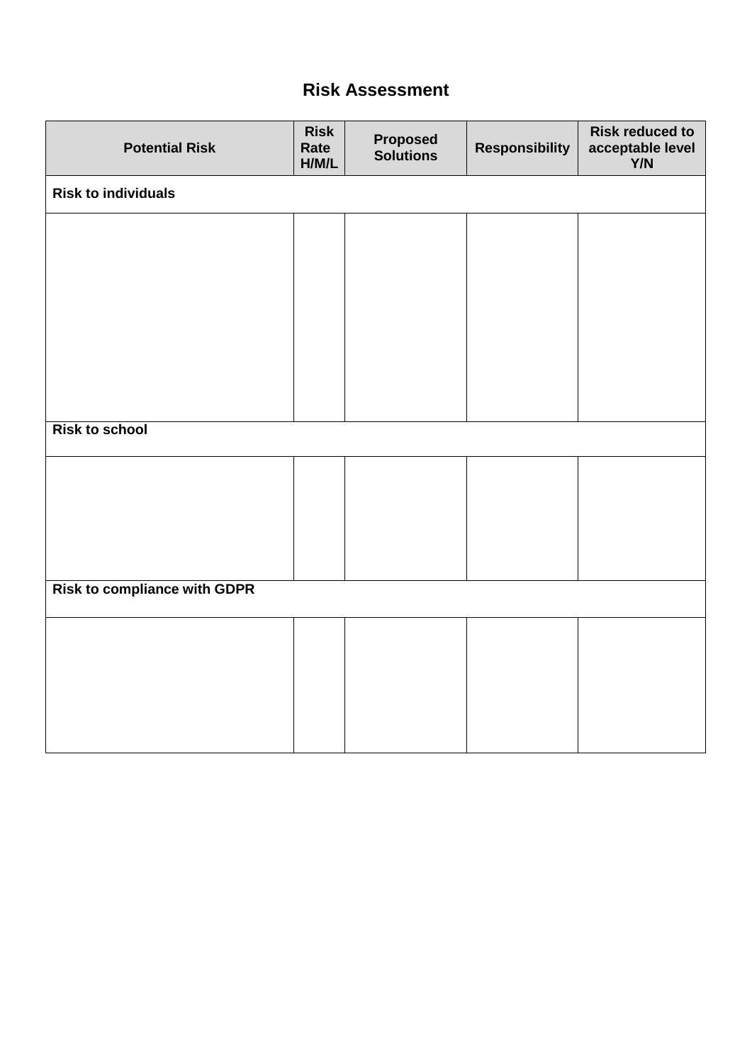## Risk Assessment

| Potential Risk | Risk Rate H/M/L | Proposed Solutions | Responsibility | Risk reduced to acceptable level Y/N |
|---|---|---|---|---|
| **Risk to individuals** | | | | |
| | | | | |
| **Risk to school** | | | | |
| | | | | |
| **Risk to compliance with GDPR** | | | | |
| | | | | |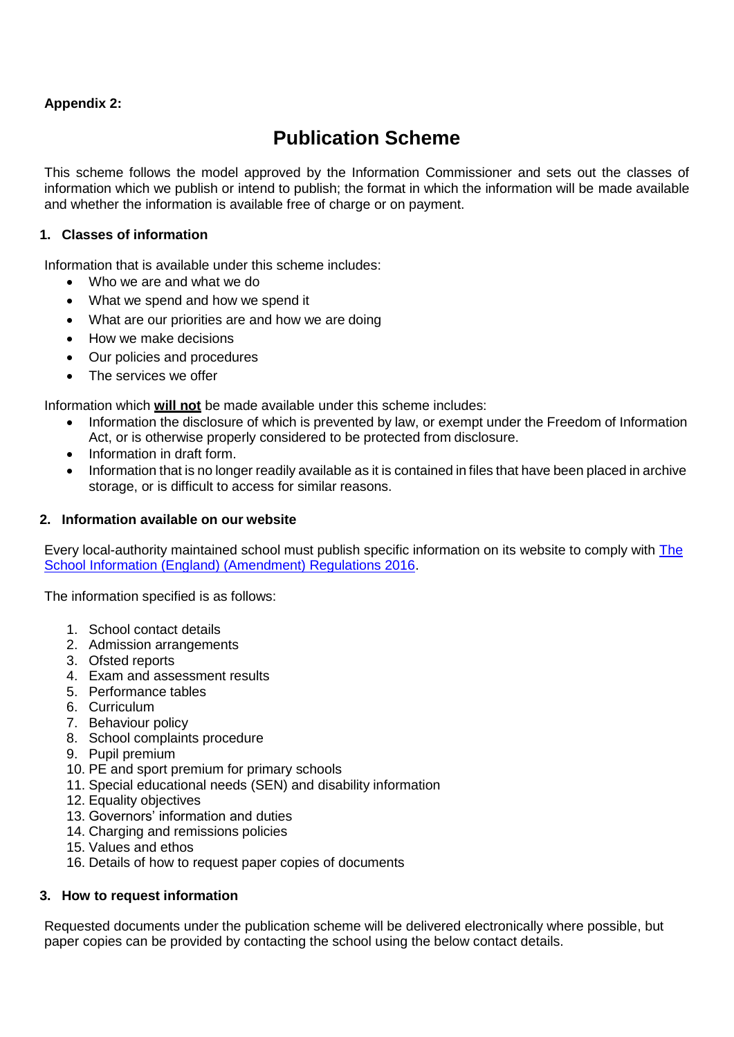**Appendix 2:**

# Publication Scheme

This scheme follows the model approved by the Information Commissioner and sets out the classes of information which we publish or intend to publish; the format in which the information will be made available and whether the information is available free of charge or on payment.

## 1. Classes of information

Information that is available under this scheme includes:

- Who we are and what we do
- What we spend and how we spend it
- What are our priorities are and how we are doing
- How we make decisions
- Our policies and procedures
- The services we offer

Information which **will not** be made available under this scheme includes:

- Information the disclosure of which is prevented by law, or exempt under the Freedom of Information Act, or is otherwise properly considered to be protected from disclosure.
- Information in draft form.
- Information that is no longer readily available as it is contained in files that have been placed in archive storage, or is difficult to access for similar reasons.

## 2. Information available on our website

Every local-authority maintained school must publish specific information on its website to comply with The School Information (England) (Amendment) Regulations 2016.

The information specified is as follows:

1. School contact details
2. Admission arrangements
3. Ofsted reports
4. Exam and assessment results
5. Performance tables
6. Curriculum
7. Behaviour policy
8. School complaints procedure
9. Pupil premium
10. PE and sport premium for primary schools
11. Special educational needs (SEN) and disability information
12. Equality objectives
13. Governors' information and duties
14. Charging and remissions policies
15. Values and ethos
16. Details of how to request paper copies of documents

## 3. How to request information

Requested documents under the publication scheme will be delivered electronically where possible, but paper copies can be provided by contacting the school using the below contact details.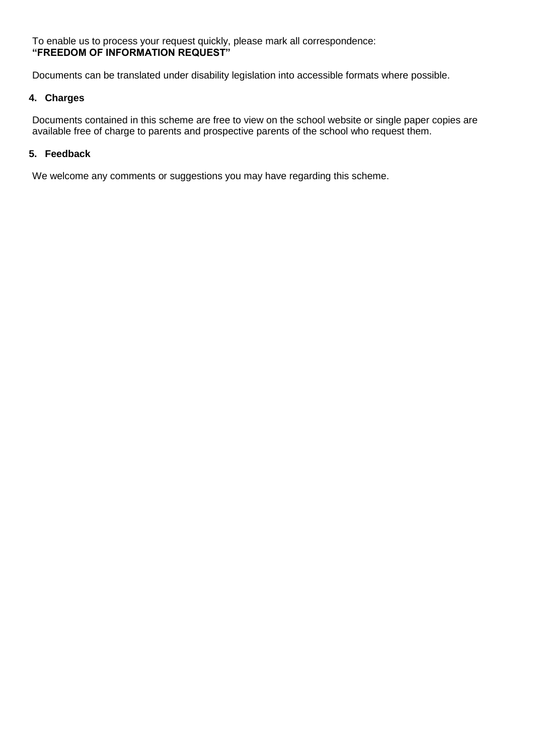To enable us to process your request quickly, please mark all correspondence:
**"FREEDOM OF INFORMATION REQUEST"**

Documents can be translated under disability legislation into accessible formats where possible.

## 4. Charges

Documents contained in this scheme are free to view on the school website or single paper copies are available free of charge to parents and prospective parents of the school who request them.

## 5. Feedback

We welcome any comments or suggestions you may have regarding this scheme.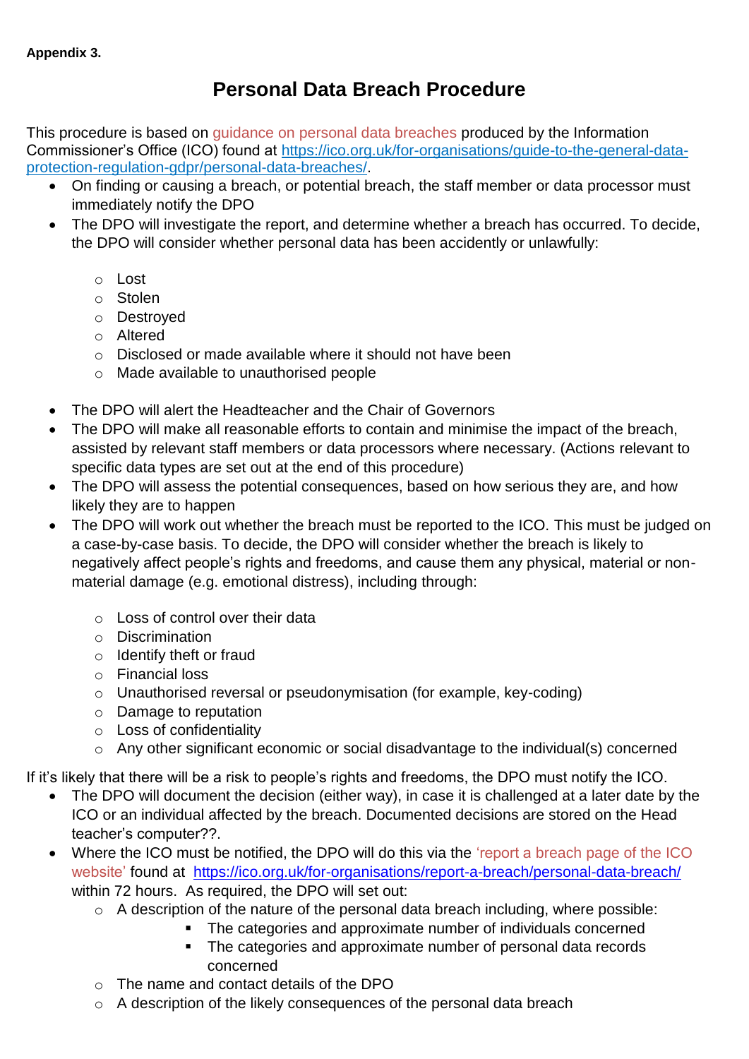**Appendix 3.**

# Personal Data Breach Procedure

This procedure is based on guidance on personal data breaches produced by the Information Commissioner's Office (ICO) found at [https://ico.org.uk/for-organisations/guide-to-the-general-data-protection-regulation-gdpr/personal-data-breaches/](https://ico.org.uk/for-organisations/guide-to-the-general-data-protection-regulation-gdpr/personal-data-breaches/).

- On finding or causing a breach, or potential breach, the staff member or data processor must immediately notify the DPO
- The DPO will investigate the report, and determine whether a breach has occurred. To decide, the DPO will consider whether personal data has been accidently or unlawfully:
    - Lost
    - Stolen
    - Destroyed
    - Altered
    - Disclosed or made available where it should not have been
    - Made available to unauthorised people
- The DPO will alert the Headteacher and the Chair of Governors
- The DPO will make all reasonable efforts to contain and minimise the impact of the breach, assisted by relevant staff members or data processors where necessary. (Actions relevant to specific data types are set out at the end of this procedure)
- The DPO will assess the potential consequences, based on how serious they are, and how likely they are to happen
- The DPO will work out whether the breach must be reported to the ICO. This must be judged on a case-by-case basis. To decide, the DPO will consider whether the breach is likely to negatively affect people's rights and freedoms, and cause them any physical, material or non-material damage (e.g. emotional distress), including through:
    - Loss of control over their data
    - Discrimination
    - Identify theft or fraud
    - Financial loss
    - Unauthorised reversal or pseudonymisation (for example, key-coding)
    - Damage to reputation
    - Loss of confidentiality
    - Any other significant economic or social disadvantage to the individual(s) concerned

If it's likely that there will be a risk to people's rights and freedoms, the DPO must notify the ICO.

- The DPO will document the decision (either way), in case it is challenged at a later date by the ICO or an individual affected by the breach. Documented decisions are stored on the Head teacher's computer??.
- Where the ICO must be notified, the DPO will do this via the 'report a breach page of the ICO website' found at [https://ico.org.uk/for-organisations/report-a-breach/personal-data-breach/](https://ico.org.uk/for-organisations/report-a-breach/personal-data-breach/) within 72 hours. As required, the DPO will set out:
    - A description of the nature of the personal data breach including, where possible:
        - The categories and approximate number of individuals concerned
        - The categories and approximate number of personal data records concerned
    - The name and contact details of the DPO
    - A description of the likely consequences of the personal data breach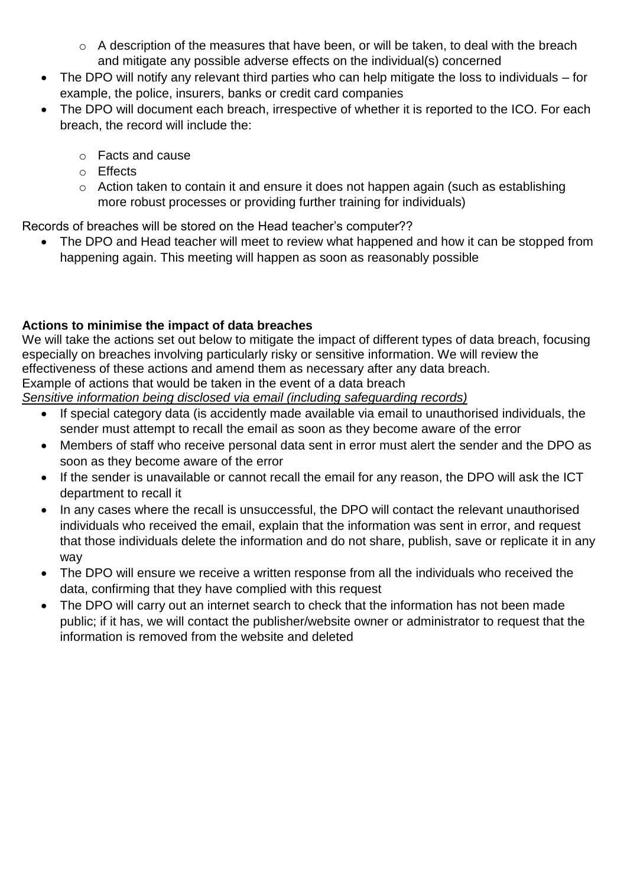- A description of the measures that have been, or will be taken, to deal with the breach and mitigate any possible adverse effects on the individual(s) concerned
- The DPO will notify any relevant third parties who can help mitigate the loss to individuals – for example, the police, insurers, banks or credit card companies
- The DPO will document each breach, irrespective of whether it is reported to the ICO. For each breach, the record will include the:
    - Facts and cause
    - Effects
    - Action taken to contain it and ensure it does not happen again (such as establishing more robust processes or providing further training for individuals)

Records of breaches will be stored on the Head teacher's computer??

- The DPO and Head teacher will meet to review what happened and how it can be stopped from happening again. This meeting will happen as soon as reasonably possible

**Actions to minimise the impact of data breaches**

We will take the actions set out below to mitigate the impact of different types of data breach, focusing especially on breaches involving particularly risky or sensitive information. We will review the effectiveness of these actions and amend them as necessary after any data breach.

Example of actions that would be taken in the event of a data breach

*Sensitive information being disclosed via email (including safeguarding records)*

- If special category data (is accidently made available via email to unauthorised individuals, the sender must attempt to recall the email as soon as they become aware of the error
- Members of staff who receive personal data sent in error must alert the sender and the DPO as soon as they become aware of the error
- If the sender is unavailable or cannot recall the email for any reason, the DPO will ask the ICT department to recall it
- In any cases where the recall is unsuccessful, the DPO will contact the relevant unauthorised individuals who received the email, explain that the information was sent in error, and request that those individuals delete the information and do not share, publish, save or replicate it in any way
- The DPO will ensure we receive a written response from all the individuals who received the data, confirming that they have complied with this request
- The DPO will carry out an internet search to check that the information has not been made public; if it has, we will contact the publisher/website owner or administrator to request that the information is removed from the website and deleted